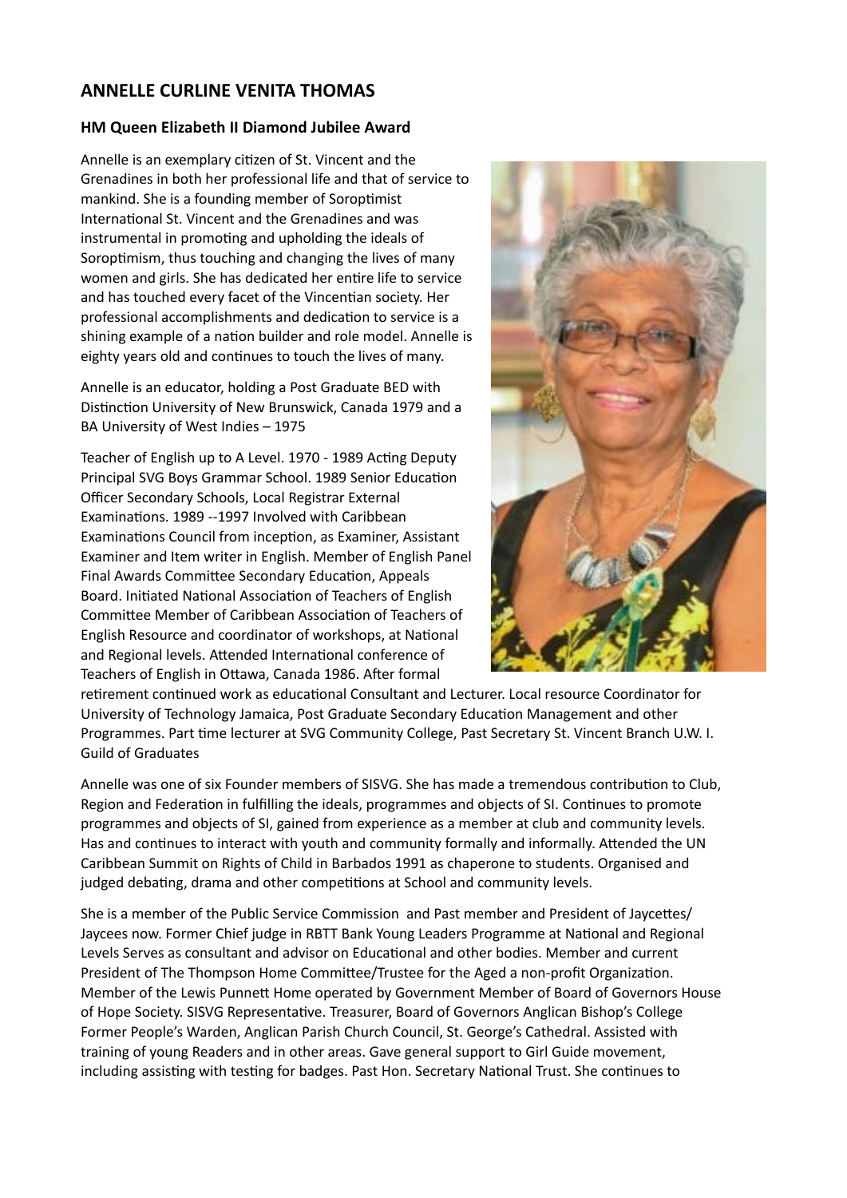## ANNELLE CURLINE VENITA THOMAS

### HM Queen Elizabeth II Diamond Jubilee Award

Annelle is an exemplary citizen of St. Vincent and the Grenadines in both her professional life and that of service to mankind. She is a founding member of Soroptimist International St. Vincent and the Grenadines and was instrumental in promoting and upholding the ideals of Soroptimism, thus touching and changing the lives of many women and girls. She has dedicated her entire life to service and has touched every facet of the Vincentian society. Her professional accomplishments and dedication to service is a shining example of a nation builder and role model. Annelle is eighty years old and continues to touch the lives of many.

Annelle is an educator, holding a Post Graduate BED with Distinction University of New Brunswick, Canada 1979 and a BA University of West Indies – 1975

Teacher of English up to A Level. 1970 - 1989 Acting Deputy Principal SVG Boys Grammar School. 1989 Senior Education Officer Secondary Schools, Local Registrar External Examinations. 1989 --1997 Involved with Caribbean Examinations Council from inception, as Examiner, Assistant Examiner and Item writer in English. Member of English Panel Final Awards Committee Secondary Education, Appeals Board. Initiated National Association of Teachers of English Committee Member of Caribbean Association of Teachers of English Resource and coordinator of workshops, at National and Regional levels. Attended International conference of Teachers of English in Ottawa, Canada 1986. After formal retirement continued work as educational Consultant and Lecturer. Local resource Coordinator for University of Technology Jamaica, Post Graduate Secondary Education Management and other Programmes. Part time lecturer at SVG Community College, Past Secretary St. Vincent Branch U.W. I. Guild of Graduates

Annelle was one of six Founder members of SISVG. She has made a tremendous contribution to Club, Region and Federation in fulfilling the ideals, programmes and objects of SI. Continues to promote programmes and objects of SI, gained from experience as a member at club and community levels. Has and continues to interact with youth and community formally and informally. Attended the UN Caribbean Summit on Rights of Child in Barbados 1991 as chaperone to students. Organised and judged debating, drama and other competitions at School and community levels.

She is a member of the Public Service Commission and Past member and President of Jaycettes/ Jaycees now. Former Chief judge in RBTT Bank Young Leaders Programme at National and Regional Levels Serves as consultant and advisor on Educational and other bodies. Member and current President of The Thompson Home Committee/Trustee for the Aged a non-profit Organization. Member of the Lewis Punnett Home operated by Government Member of Board of Governors House of Hope Society. SISVG Representative. Treasurer, Board of Governors Anglican Bishop's College Former People's Warden, Anglican Parish Church Council, St. George's Cathedral. Assisted with training of young Readers and in other areas. Gave general support to Girl Guide movement, including assisting with testing for badges. Past Hon. Secretary National Trust. She continues to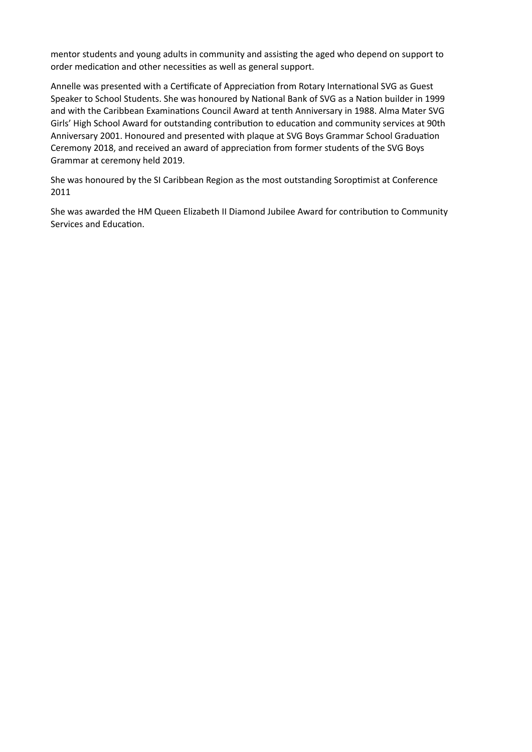mentor students and young adults in community and assisting the aged who depend on support to order medication and other necessities as well as general support.

Annelle was presented with a Certificate of Appreciation from Rotary International SVG as Guest Speaker to School Students. She was honoured by National Bank of SVG as a Nation builder in 1999 and with the Caribbean Examinations Council Award at tenth Anniversary in 1988. Alma Mater SVG Girls' High School Award for outstanding contribution to education and community services at 90th Anniversary 2001. Honoured and presented with plaque at SVG Boys Grammar School Graduation Ceremony 2018, and received an award of appreciation from former students of the SVG Boys Grammar at ceremony held 2019.

She was honoured by the SI Caribbean Region as the most outstanding Soroptimist at Conference 2011

She was awarded the HM Queen Elizabeth II Diamond Jubilee Award for contribution to Community Services and Education.